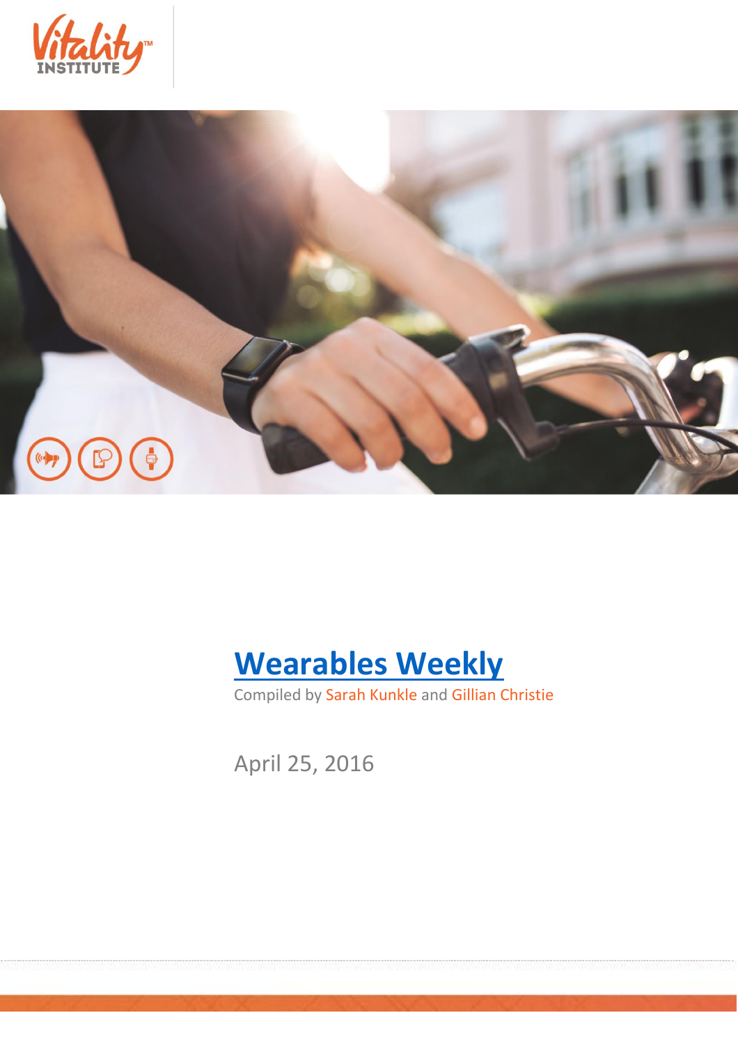# Wearables Weekly

Compiled by Sarah Kunkle and Gillian Christie

April 25, 2016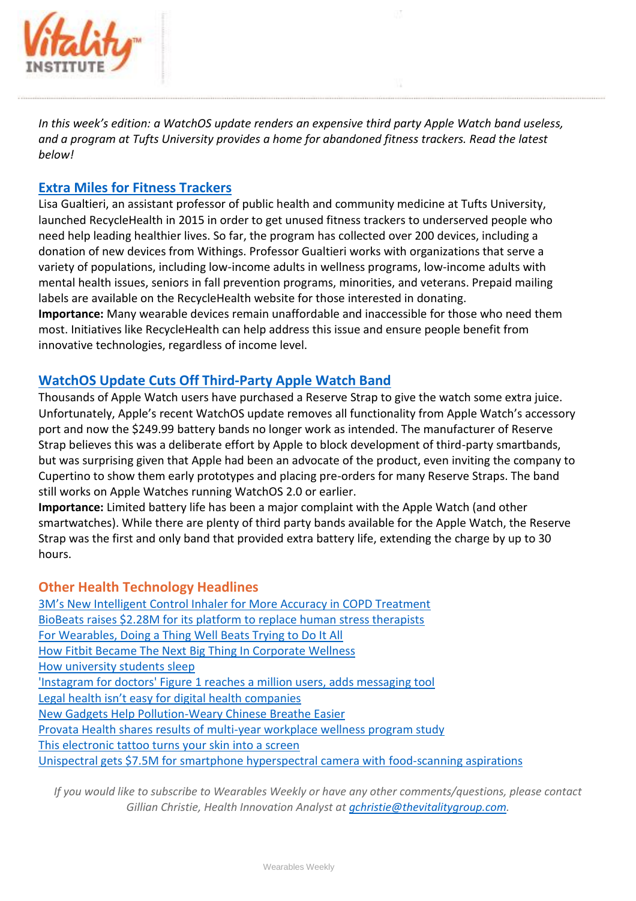*In this week's edition: a WatchOS update renders an expensive third party Apple Watch band useless, and a program at Tufts University provides a home for abandoned fitness trackers. Read the latest below!*

## Extra Miles for Fitness Trackers

Lisa Gualtieri, an assistant professor of public health and community medicine at Tufts University, launched RecycleHealth in 2015 in order to get unused fitness trackers to underserved people who need help leading healthier lives. So far, the program has collected over 200 devices, including a donation of new devices from Withings. Professor Gualtieri works with organizations that serve a variety of populations, including low-income adults in wellness programs, low-income adults with mental health issues, seniors in fall prevention programs, minorities, and veterans. Prepaid mailing labels are available on the RecycleHealth website for those interested in donating.

**Importance:** Many wearable devices remain unaffordable and inaccessible for those who need them most. Initiatives like RecycleHealth can help address this issue and ensure people benefit from innovative technologies, regardless of income level.

## WatchOS Update Cuts Off Third-Party Apple Watch Band

Thousands of Apple Watch users have purchased a Reserve Strap to give the watch some extra juice. Unfortunately, Apple's recent WatchOS update removes all functionality from Apple Watch's accessory port and now the $249.99 battery bands no longer work as intended. The manufacturer of Reserve Strap believes this was a deliberate effort by Apple to block development of third-party smartbands, but was surprising given that Apple had been an advocate of the product, even inviting the company to Cupertino to show them early prototypes and placing pre-orders for many Reserve Straps. The band still works on Apple Watches running WatchOS 2.0 or earlier.

**Importance:** Limited battery life has been a major complaint with the Apple Watch (and other smartwatches). While there are plenty of third party bands available for the Apple Watch, the Reserve Strap was the first and only band that provided extra battery life, extending the charge by up to 30 hours.

## Other Health Technology Headlines

3M's New Intelligent Control Inhaler for More Accuracy in COPD Treatment
BioBeats raises $2.28M for its platform to replace human stress therapists
For Wearables, Doing a Thing Well Beats Trying to Do It All
How Fitbit Became The Next Big Thing In Corporate Wellness
How university students sleep
'Instagram for doctors' Figure 1 reaches a million users, adds messaging tool
Legal health isn't easy for digital health companies
New Gadgets Help Pollution-Weary Chinese Breathe Easier
Provata Health shares results of multi-year workplace wellness program study
This electronic tattoo turns your skin into a screen
Unispectral gets $7.5M for smartphone hyperspectral camera with food-scanning aspirations

*If you would like to subscribe to Wearables Weekly or have any other comments/questions, please contact Gillian Christie, Health Innovation Analyst at gchristie@thevitalitygroup.com.*